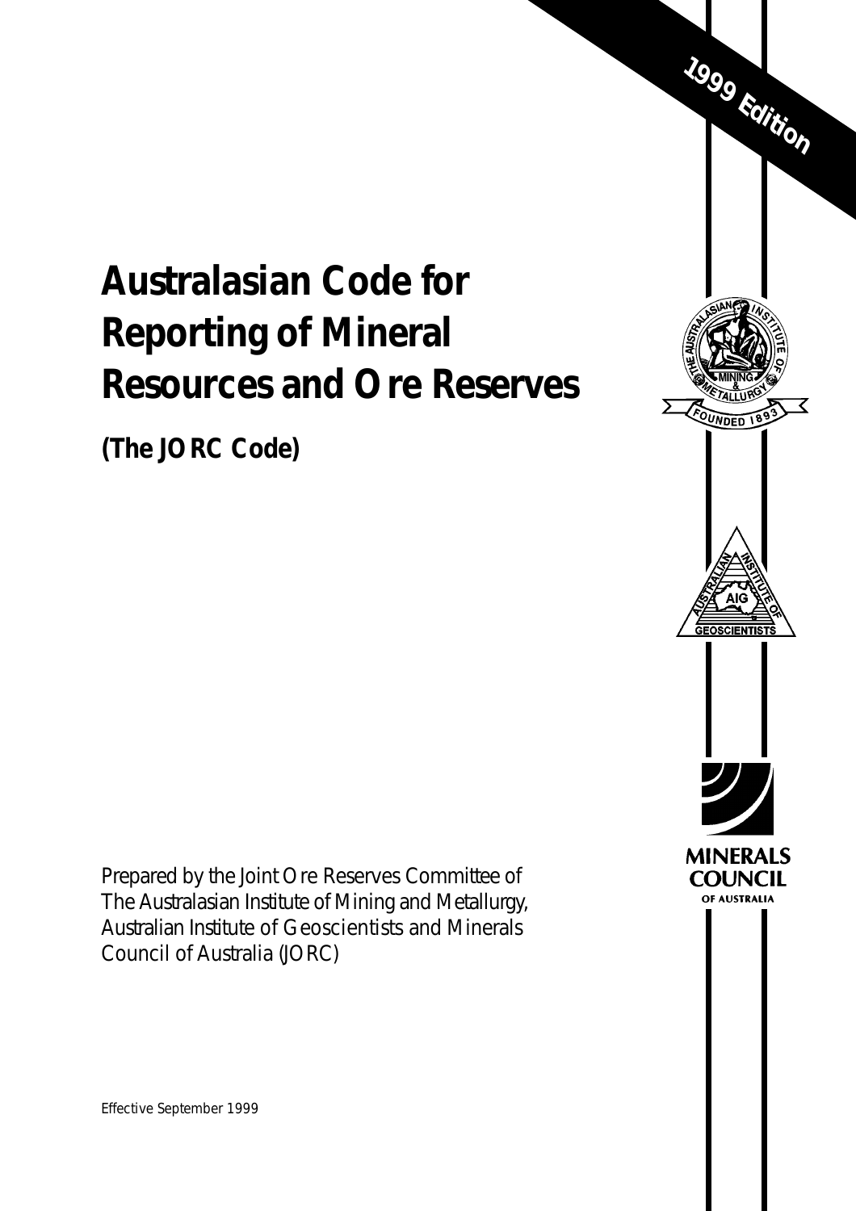1999 Edition

# Australasian Code for Reporting of Mineral Resources and Ore Reserves

## (The JORC Code)

Prepared by the Joint Ore Reserves Committee of The Australasian Institute of Mining and Metallurgy, Australian Institute of Geoscientists and Minerals Council of Australia (JORC)

Effective September 1999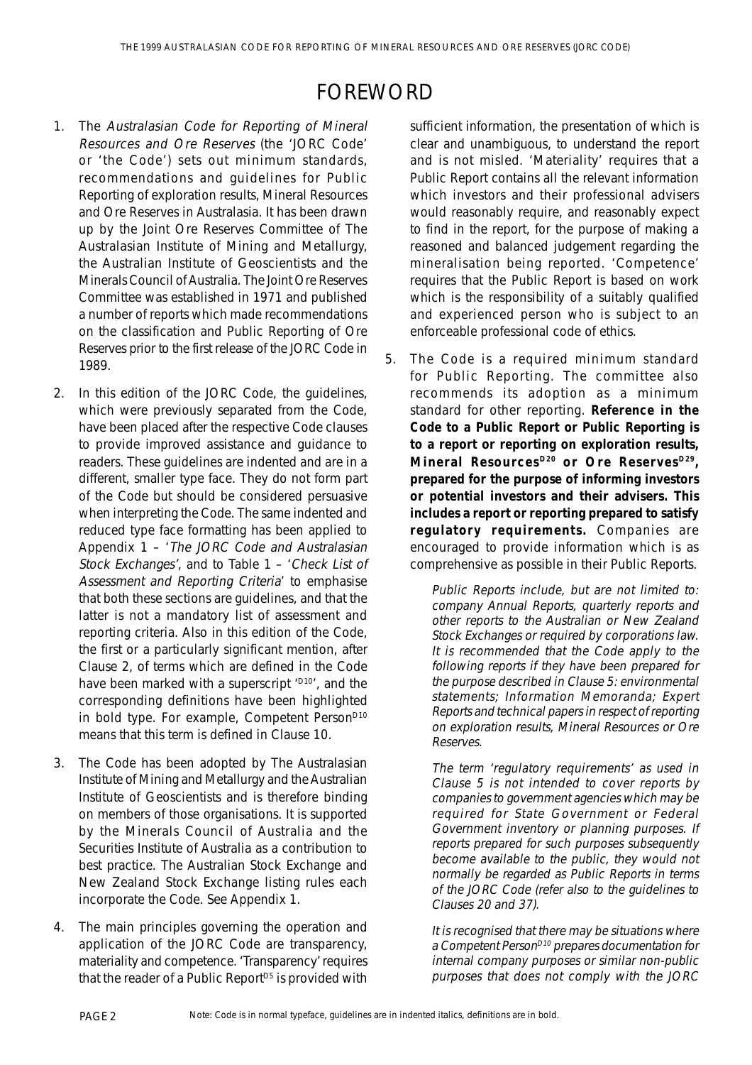# FOREWORD

1. The *Australasian Code for Reporting of Mineral Resources and Ore Reserves* (the 'JORC Code' or 'the Code') sets out minimum standards, recommendations and guidelines for Public Reporting of exploration results, Mineral Resources and Ore Reserves in Australasia. It has been drawn up by the Joint Ore Reserves Committee of The Australasian Institute of Mining and Metallurgy, the Australian Institute of Geoscientists and the Minerals Council of Australia. The Joint Ore Reserves Committee was established in 1971 and published a number of reports which made recommendations on the classification and Public Reporting of Ore Reserves prior to the first release of the JORC Code in 1989.

2. In this edition of the JORC Code, the guidelines, which were previously separated from the Code, have been placed after the respective Code clauses to provide improved assistance and guidance to readers. These guidelines are indented and are in a different, smaller type face. They do not form part of the Code but should be considered persuasive when interpreting the Code. The same indented and reduced type face formatting has been applied to Appendix 1 – '*The JORC Code and Australasian Stock Exchanges*', and to Table 1 – '*Check List of Assessment and Reporting Criteria*' to emphasise that both these sections are guidelines, and that the latter is not a mandatory list of assessment and reporting criteria. Also in this edition of the Code, the first or a particularly significant mention, after Clause 2, of terms which are defined in the Code have been marked with a superscript '[D10]', and the corresponding definitions have been highlighted in bold type. For example, Competent Person[D10] means that this term is defined in Clause 10.

3. The Code has been adopted by The Australasian Institute of Mining and Metallurgy and the Australian Institute of Geoscientists and is therefore binding on members of those organisations. It is supported by the Minerals Council of Australia and the Securities Institute of Australia as a contribution to best practice. The Australian Stock Exchange and New Zealand Stock Exchange listing rules each incorporate the Code. See Appendix 1.

4. The main principles governing the operation and application of the JORC Code are transparency, materiality and competence. 'Transparency' requires that the reader of a Public Report[D5] is provided with sufficient information, the presentation of which is clear and unambiguous, to understand the report and is not misled. 'Materiality' requires that a Public Report contains all the relevant information which investors and their professional advisers would reasonably require, and reasonably expect to find in the report, for the purpose of making a reasoned and balanced judgement regarding the mineralisation being reported. 'Competence' requires that the Public Report is based on work which is the responsibility of a suitably qualified and experienced person who is subject to an enforceable professional code of ethics.

5. The Code is a required minimum standard for Public Reporting. The committee also recommends its adoption as a minimum standard for other reporting. **Reference in the Code to a Public Report or Public Reporting is to a report or reporting on exploration results, Mineral Resources[D20] or Ore Reserves[D29], prepared for the purpose of informing investors or potential investors and their advisers. This includes a report or reporting prepared to satisfy regulatory requirements.** Companies are encouraged to provide information which is as comprehensive as possible in their Public Reports.

   *Public Reports include, but are not limited to: company Annual Reports, quarterly reports and other reports to the Australian or New Zealand Stock Exchanges or required by corporations law. It is recommended that the Code apply to the following reports if they have been prepared for the purpose described in Clause 5: environmental statements; Information Memoranda; Expert Reports and technical papers in respect of reporting on exploration results, Mineral Resources or Ore Reserves.*

   *The term 'regulatory requirements' as used in Clause 5 is not intended to cover reports by companies to government agencies which may be required for State Government or Federal Government inventory or planning purposes. If reports prepared for such purposes subsequently become available to the public, they would not normally be regarded as Public Reports in terms of the JORC Code (refer also to the guidelines to Clauses 20 and 37).*

   *It is recognised that there may be situations where a Competent Person[D10] prepares documentation for internal company purposes or similar non-public purposes that does not comply with the JORC*

Note: Code is in normal typeface, guidelines are in indented italics, definitions are in bold.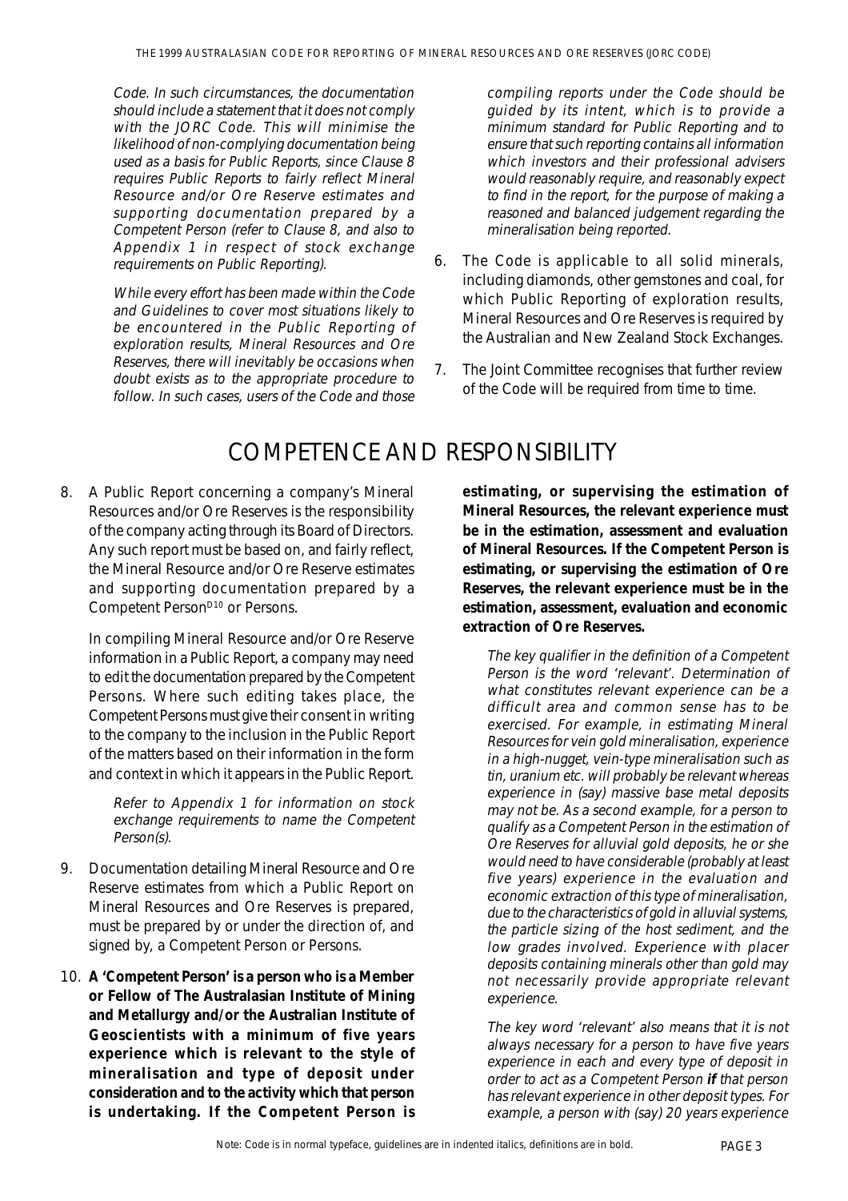*Code. In such circumstances, the documentation should include a statement that it does not comply with the JORC Code. This will minimise the likelihood of non-complying documentation being used as a basis for Public Reports, since Clause 8 requires Public Reports to fairly reflect Mineral Resource and/or Ore Reserve estimates and supporting documentation prepared by a Competent Person (refer to Clause 8, and also to Appendix 1 in respect of stock exchange requirements on Public Reporting).*

*While every effort has been made within the Code and Guidelines to cover most situations likely to be encountered in the Public Reporting of exploration results, Mineral Resources and Ore Reserves, there will inevitably be occasions when doubt exists as to the appropriate procedure to follow. In such cases, users of the Code and those compiling reports under the Code should be guided by its intent, which is to provide a minimum standard for Public Reporting and to ensure that such reporting contains all information which investors and their professional advisers would reasonably require, and reasonably expect to find in the report, for the purpose of making a reasoned and balanced judgement regarding the mineralisation being reported.*

6. The Code is applicable to all solid minerals, including diamonds, other gemstones and coal, for which Public Reporting of exploration results, Mineral Resources and Ore Reserves is required by the Australian and New Zealand Stock Exchanges.

7. The Joint Committee recognises that further review of the Code will be required from time to time.

# COMPETENCE AND RESPONSIBILITY

8. A Public Report concerning a company's Mineral Resources and/or Ore Reserves is the responsibility of the company acting through its Board of Directors. Any such report must be based on, and fairly reflect, the Mineral Resource and/or Ore Reserve estimates and supporting documentation prepared by a Competent Person[D10] or Persons.

   In compiling Mineral Resource and/or Ore Reserve information in a Public Report, a company may need to edit the documentation prepared by the Competent Persons. Where such editing takes place, the Competent Persons must give their consent in writing to the company to the inclusion in the Public Report of the matters based on their information in the form and context in which it appears in the Public Report.

   *Refer to Appendix 1 for information on stock exchange requirements to name the Competent Person(s).*

9. Documentation detailing Mineral Resource and Ore Reserve estimates from which a Public Report on Mineral Resources and Ore Reserves is prepared, must be prepared by or under the direction of, and signed by, a Competent Person or Persons.

10. **A 'Competent Person' is a person who is a Member or Fellow of The Australasian Institute of Mining and Metallurgy and/or the Australian Institute of Geoscientists with a minimum of five years experience which is relevant to the style of mineralisation and type of deposit under consideration and to the activity which that person is undertaking. If the Competent Person is estimating, or supervising the estimation of Mineral Resources, the relevant experience must be in the estimation, assessment and evaluation of Mineral Resources. If the Competent Person is estimating, or supervising the estimation of Ore Reserves, the relevant experience must be in the estimation, assessment, evaluation and economic extraction of Ore Reserves.**

    *The key qualifier in the definition of a Competent Person is the word 'relevant'. Determination of what constitutes relevant experience can be a difficult area and common sense has to be exercised. For example, in estimating Mineral Resources for vein gold mineralisation, experience in a high-nugget, vein-type mineralisation such as tin, uranium etc. will probably be relevant whereas experience in (say) massive base metal deposits may not be. As a second example, for a person to qualify as a Competent Person in the estimation of Ore Reserves for alluvial gold deposits, he or she would need to have considerable (probably at least five years) experience in the evaluation and economic extraction of this type of mineralisation, due to the characteristics of gold in alluvial systems, the particle sizing of the host sediment, and the low grades involved. Experience with placer deposits containing minerals other than gold may not necessarily provide appropriate relevant experience.*

    *The key word 'relevant' also means that it is not always necessary for a person to have five years experience in each and every type of deposit in order to act as a Competent Person* ***if*** *that person has relevant experience in other deposit types. For example, a person with (say) 20 years experience*

Note: Code is in normal typeface, guidelines are in indented italics, definitions are in bold.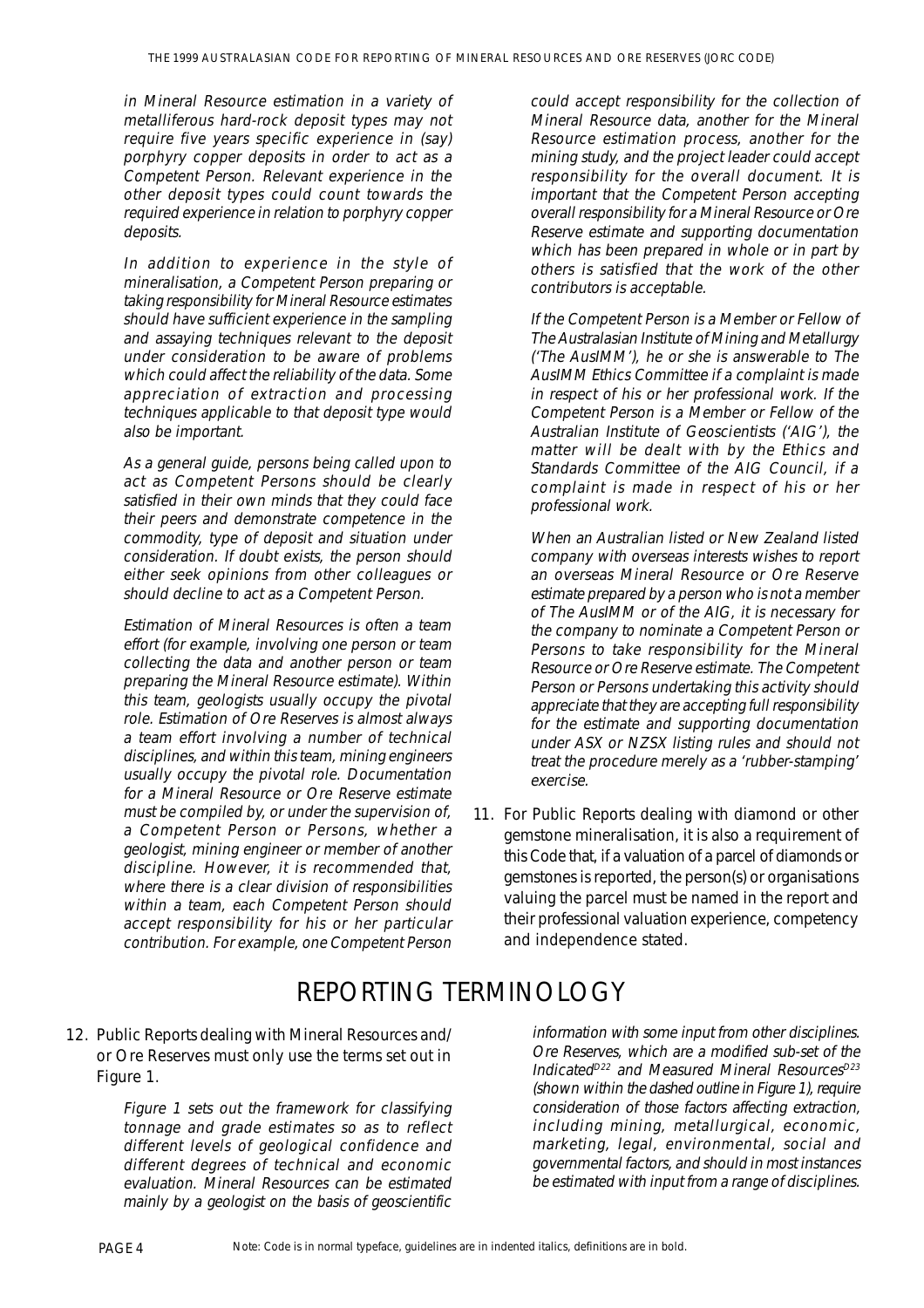*in Mineral Resource estimation in a variety of metalliferous hard-rock deposit types may not require five years specific experience in (say) porphyry copper deposits in order to act as a Competent Person. Relevant experience in the other deposit types could count towards the required experience in relation to porphyry copper deposits.*

*In addition to experience in the style of mineralisation, a Competent Person preparing or taking responsibility for Mineral Resource estimates should have sufficient experience in the sampling and assaying techniques relevant to the deposit under consideration to be aware of problems which could affect the reliability of the data. Some appreciation of extraction and processing techniques applicable to that deposit type would also be important.*

*As a general guide, persons being called upon to act as Competent Persons should be clearly satisfied in their own minds that they could face their peers and demonstrate competence in the commodity, type of deposit and situation under consideration. If doubt exists, the person should either seek opinions from other colleagues or should decline to act as a Competent Person.*

*Estimation of Mineral Resources is often a team effort (for example, involving one person or team collecting the data and another person or team preparing the Mineral Resource estimate). Within this team, geologists usually occupy the pivotal role. Estimation of Ore Reserves is almost always a team effort involving a number of technical disciplines, and within this team, mining engineers usually occupy the pivotal role. Documentation for a Mineral Resource or Ore Reserve estimate must be compiled by, or under the supervision of, a Competent Person or Persons, whether a geologist, mining engineer or member of another discipline. However, it is recommended that, where there is a clear division of responsibilities within a team, each Competent Person should accept responsibility for his or her particular contribution. For example, one Competent Person could accept responsibility for the collection of Mineral Resource data, another for the Mineral Resource estimation process, another for the mining study, and the project leader could accept responsibility for the overall document. It is important that the Competent Person accepting overall responsibility for a Mineral Resource or Ore Reserve estimate and supporting documentation which has been prepared in whole or in part by others is satisfied that the work of the other contributors is acceptable.*

*If the Competent Person is a Member or Fellow of The Australasian Institute of Mining and Metallurgy ('The AusIMM'), he or she is answerable to The AusIMM Ethics Committee if a complaint is made in respect of his or her professional work. If the Competent Person is a Member or Fellow of the Australian Institute of Geoscientists ('AIG'), the matter will be dealt with by the Ethics and Standards Committee of the AIG Council, if a complaint is made in respect of his or her professional work.*

*When an Australian listed or New Zealand listed company with overseas interests wishes to report an overseas Mineral Resource or Ore Reserve estimate prepared by a person who is not a member of The AusIMM or of the AIG, it is necessary for the company to nominate a Competent Person or Persons to take responsibility for the Mineral Resource or Ore Reserve estimate. The Competent Person or Persons undertaking this activity should appreciate that they are accepting full responsibility for the estimate and supporting documentation under ASX or NZSX listing rules and should not treat the procedure merely as a 'rubber-stamping' exercise.*

11. For Public Reports dealing with diamond or other gemstone mineralisation, it is also a requirement of this Code that, if a valuation of a parcel of diamonds or gemstones is reported, the person(s) or organisations valuing the parcel must be named in the report and their professional valuation experience, competency and independence stated.

# REPORTING TERMINOLOGY

12. Public Reports dealing with Mineral Resources and/or Ore Reserves must only use the terms set out in Figure 1.

*Figure 1 sets out the framework for classifying tonnage and grade estimates so as to reflect different levels of geological confidence and different degrees of technical and economic evaluation. Mineral Resources can be estimated mainly by a geologist on the basis of geoscientific information with some input from other disciplines. Ore Reserves, which are a modified sub-set of the Indicated[D22] and Measured Mineral Resources[D23] (shown within the dashed outline in Figure 1), require consideration of those factors affecting extraction, including mining, metallurgical, economic, marketing, legal, environmental, social and governmental factors, and should in most instances be estimated with input from a range of disciplines.*

Note: Code is in normal typeface, guidelines are in indented italics, definitions are in bold.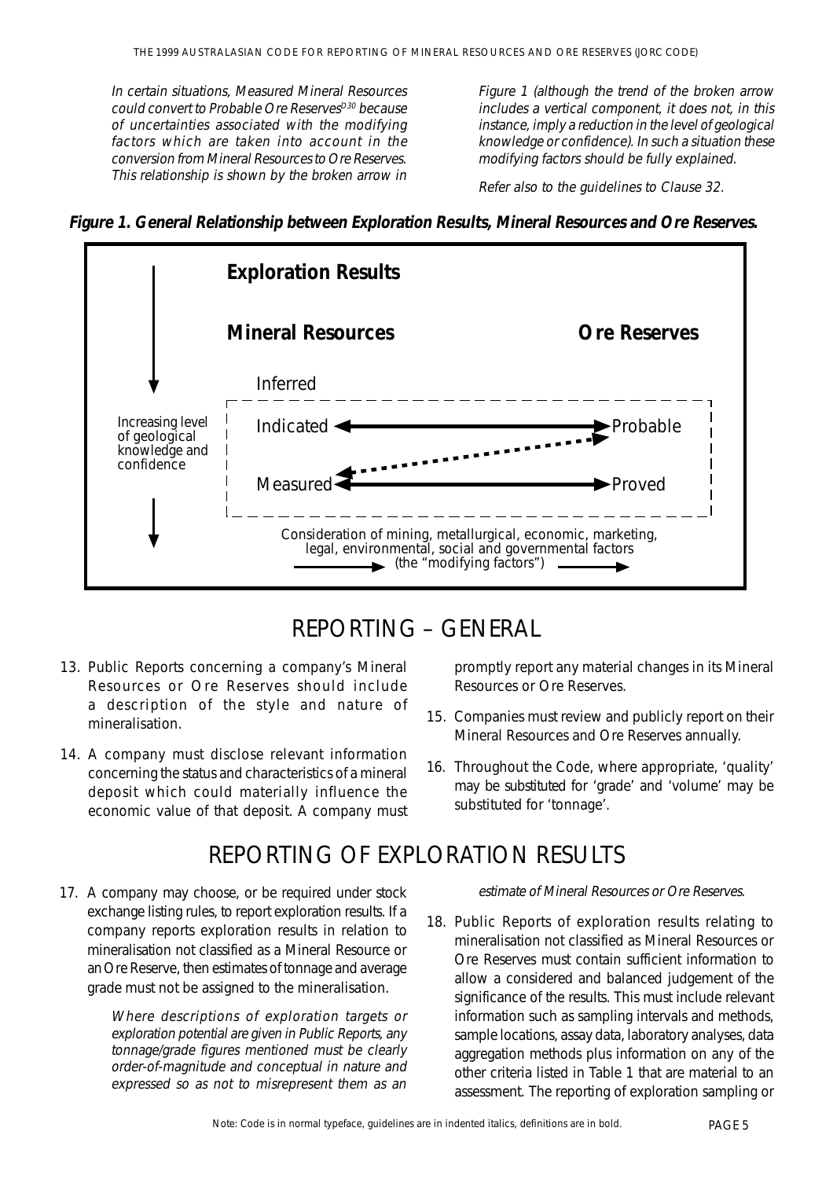*In certain situations, Measured Mineral Resources could convert to Probable Ore Reserves[D30] because of uncertainties associated with the modifying factors which are taken into account in the conversion from Mineral Resources to Ore Reserves. This relationship is shown by the broken arrow in Figure 1 (although the trend of the broken arrow includes a vertical component, it does not, in this instance, imply a reduction in the level of geological knowledge or confidence). In such a situation these modifying factors should be fully explained.*

*Refer also to the guidelines to Clause 32.*

**Figure 1. General Relationship between Exploration Results, Mineral Resources and Ore Reserves.**

**Exploration Results**

**Mineral Resources** | **Ore Reserves**

Inferred

Indicated ⟷ Probable

Measured ⟷ Proved

Increasing level of geological knowledge and confidence

Consideration of mining, metallurgical, economic, marketing, legal, environmental, social and governmental factors (the "modifying factors")

# REPORTING – GENERAL

13. Public Reports concerning a company's Mineral Resources or Ore Reserves should include a description of the style and nature of mineralisation.

14. A company must disclose relevant information concerning the status and characteristics of a mineral deposit which could materially influence the economic value of that deposit. A company must promptly report any material changes in its Mineral Resources or Ore Reserves.

15. Companies must review and publicly report on their Mineral Resources and Ore Reserves annually.

16. Throughout the Code, where appropriate, 'quality' may be substituted for 'grade' and 'volume' may be substituted for 'tonnage'.

# REPORTING OF EXPLORATION RESULTS

17. A company may choose, or be required under stock exchange listing rules, to report exploration results. If a company reports exploration results in relation to mineralisation not classified as a Mineral Resource or an Ore Reserve, then estimates of tonnage and average grade must not be assigned to the mineralisation.

    *Where descriptions of exploration targets or exploration potential are given in Public Reports, any tonnage/grade figures mentioned must be clearly order-of-magnitude and conceptual in nature and expressed so as not to misrepresent them as an estimate of Mineral Resources or Ore Reserves.*

18. Public Reports of exploration results relating to mineralisation not classified as Mineral Resources or Ore Reserves must contain sufficient information to allow a considered and balanced judgement of the significance of the results. This must include relevant information such as sampling intervals and methods, sample locations, assay data, laboratory analyses, data aggregation methods plus information on any of the other criteria listed in Table 1 that are material to an assessment. The reporting of exploration sampling or

Note: Code is in normal typeface, guidelines are in indented italics, definitions are in bold.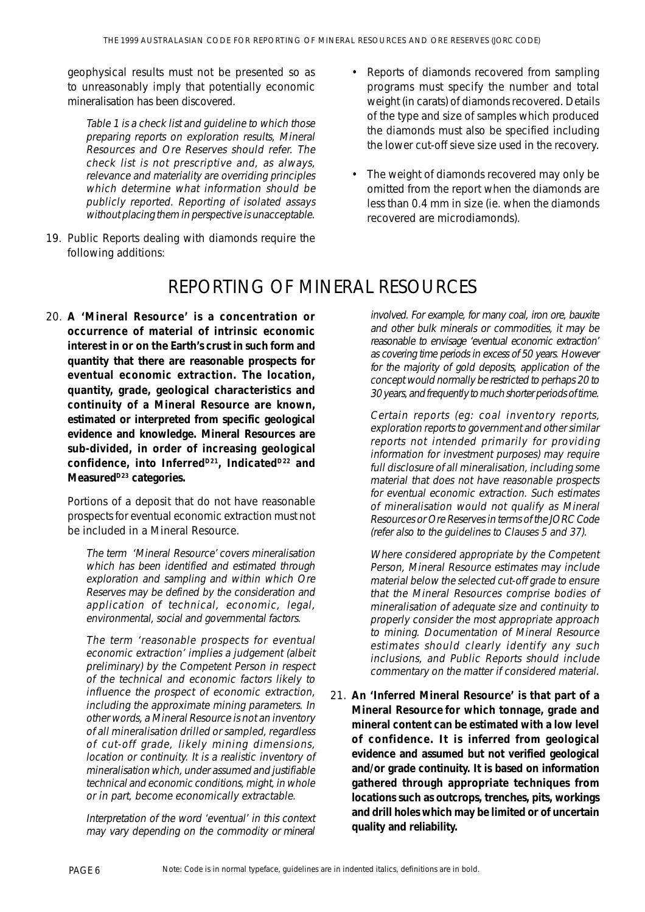geophysical results must not be presented so as to unreasonably imply that potentially economic mineralisation has been discovered.

*Table 1 is a check list and guideline to which those preparing reports on exploration results, Mineral Resources and Ore Reserves should refer. The check list is not prescriptive and, as always, relevance and materiality are overriding principles which determine what information should be publicly reported. Reporting of isolated assays without placing them in perspective is unacceptable.*

19. Public Reports dealing with diamonds require the following additions:

- Reports of diamonds recovered from sampling programs must specify the number and total weight (in carats) of diamonds recovered. Details of the type and size of samples which produced the diamonds must also be specified including the lower cut-off sieve size used in the recovery.
- The weight of diamonds recovered may only be omitted from the report when the diamonds are less than 0.4 mm in size (ie. when the diamonds recovered are microdiamonds).

# REPORTING OF MINERAL RESOURCES

20. **A 'Mineral Resource' is a concentration or occurrence of material of intrinsic economic interest in or on the Earth's crust in such form and quantity that there are reasonable prospects for eventual economic extraction. The location, quantity, grade, geological characteristics and continuity of a Mineral Resource are known, estimated or interpreted from specific geological evidence and knowledge. Mineral Resources are sub-divided, in order of increasing geological confidence, into Inferred[D21], Indicated[D22] and Measured[D23] categories.**

Portions of a deposit that do not have reasonable prospects for eventual economic extraction must not be included in a Mineral Resource.

*The term 'Mineral Resource' covers mineralisation which has been identified and estimated through exploration and sampling and within which Ore Reserves may be defined by the consideration and application of technical, economic, legal, environmental, social and governmental factors.*

*The term 'reasonable prospects for eventual economic extraction' implies a judgement (albeit preliminary) by the Competent Person in respect of the technical and economic factors likely to influence the prospect of economic extraction, including the approximate mining parameters. In other words, a Mineral Resource is not an inventory of all mineralisation drilled or sampled, regardless of cut-off grade, likely mining dimensions, location or continuity. It is a realistic inventory of mineralisation which, under assumed and justifiable technical and economic conditions, might, in whole or in part, become economically extractable.*

*Interpretation of the word 'eventual' in this context may vary depending on the commodity or mineral involved. For example, for many coal, iron ore, bauxite and other bulk minerals or commodities, it may be reasonable to envisage 'eventual economic extraction' as covering time periods in excess of 50 years. However for the majority of gold deposits, application of the concept would normally be restricted to perhaps 20 to 30 years, and frequently to much shorter periods of time.*

*Certain reports (eg: coal inventory reports, exploration reports to government and other similar reports not intended primarily for providing information for investment purposes) may require full disclosure of all mineralisation, including some material that does not have reasonable prospects for eventual economic extraction. Such estimates of mineralisation would not qualify as Mineral Resources or Ore Reserves in terms of the JORC Code (refer also to the guidelines to Clauses 5 and 37).*

*Where considered appropriate by the Competent Person, Mineral Resource estimates may include material below the selected cut-off grade to ensure that the Mineral Resources comprise bodies of mineralisation of adequate size and continuity to properly consider the most appropriate approach to mining. Documentation of Mineral Resource estimates should clearly identify any such inclusions, and Public Reports should include commentary on the matter if considered material.*

21. **An 'Inferred Mineral Resource' is that part of a Mineral Resource for which tonnage, grade and mineral content can be estimated with a low level of confidence. It is inferred from geological evidence and assumed but not verified geological and/or grade continuity. It is based on information gathered through appropriate techniques from locations such as outcrops, trenches, pits, workings and drill holes which may be limited or of uncertain quality and reliability.**

Note: Code is in normal typeface, guidelines are in indented italics, definitions are in bold.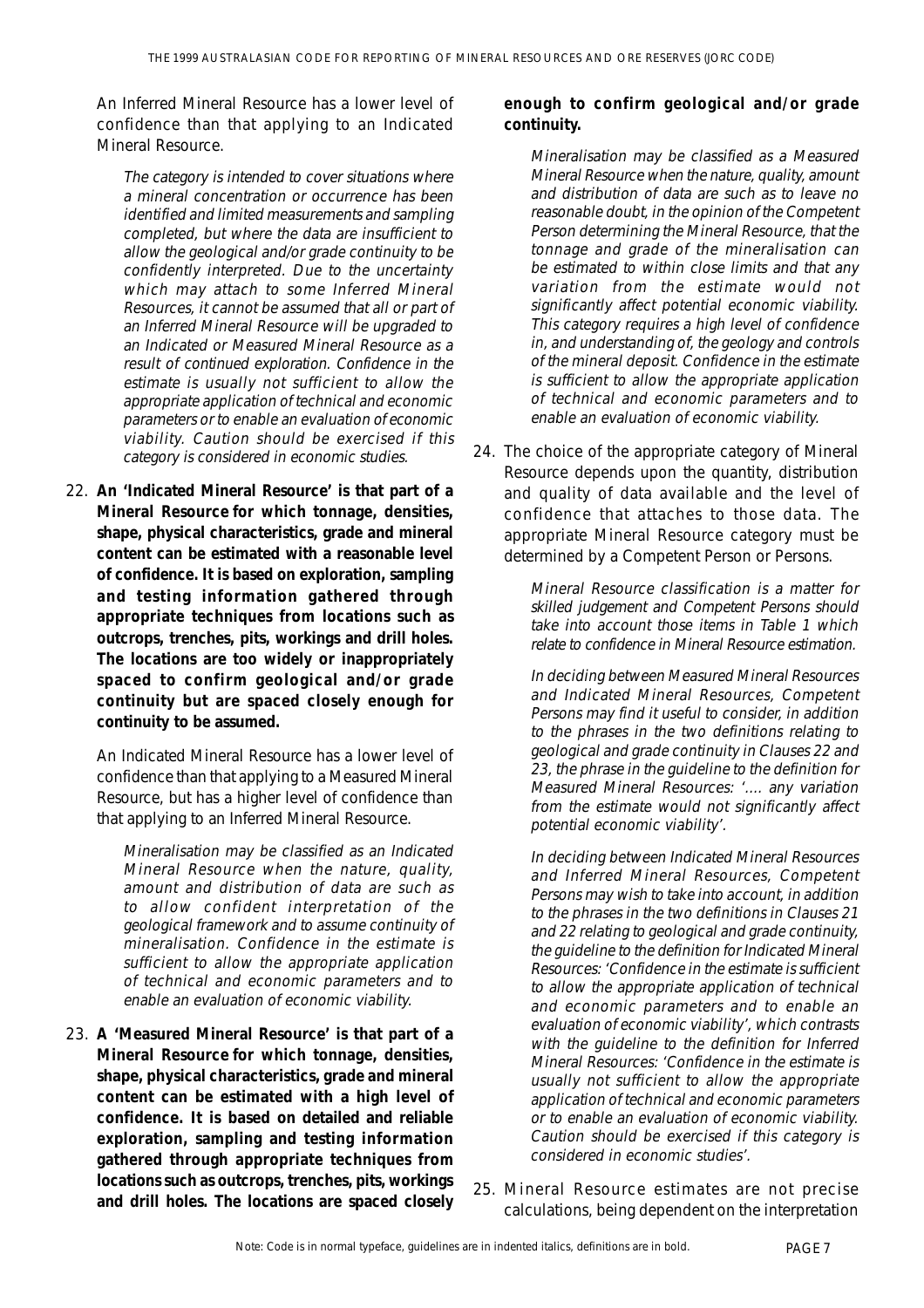An Inferred Mineral Resource has a lower level of confidence than that applying to an Indicated Mineral Resource.

> *The category is intended to cover situations where a mineral concentration or occurrence has been identified and limited measurements and sampling completed, but where the data are insufficient to allow the geological and/or grade continuity to be confidently interpreted. Due to the uncertainty which may attach to some Inferred Mineral Resources, it cannot be assumed that all or part of an Inferred Mineral Resource will be upgraded to an Indicated or Measured Mineral Resource as a result of continued exploration. Confidence in the estimate is usually not sufficient to allow the appropriate application of technical and economic parameters or to enable an evaluation of economic viability. Caution should be exercised if this category is considered in economic studies.*

22. **An 'Indicated Mineral Resource' is that part of a Mineral Resource for which tonnage, densities, shape, physical characteristics, grade and mineral content can be estimated with a reasonable level of confidence. It is based on exploration, sampling and testing information gathered through appropriate techniques from locations such as outcrops, trenches, pits, workings and drill holes. The locations are too widely or inappropriately spaced to confirm geological and/or grade continuity but are spaced closely enough for continuity to be assumed.**

    An Indicated Mineral Resource has a lower level of confidence than that applying to a Measured Mineral Resource, but has a higher level of confidence than that applying to an Inferred Mineral Resource.

    > *Mineralisation may be classified as an Indicated Mineral Resource when the nature, quality, amount and distribution of data are such as to allow confident interpretation of the geological framework and to assume continuity of mineralisation. Confidence in the estimate is sufficient to allow the appropriate application of technical and economic parameters and to enable an evaluation of economic viability.*

23. **A 'Measured Mineral Resource' is that part of a Mineral Resource for which tonnage, densities, shape, physical characteristics, grade and mineral content can be estimated with a high level of confidence. It is based on detailed and reliable exploration, sampling and testing information gathered through appropriate techniques from locations such as outcrops, trenches, pits, workings and drill holes. The locations are spaced closely enough to confirm geological and/or grade continuity.**

    > *Mineralisation may be classified as a Measured Mineral Resource when the nature, quality, amount and distribution of data are such as to leave no reasonable doubt, in the opinion of the Competent Person determining the Mineral Resource, that the tonnage and grade of the mineralisation can be estimated to within close limits and that any variation from the estimate would not significantly affect potential economic viability. This category requires a high level of confidence in, and understanding of, the geology and controls of the mineral deposit. Confidence in the estimate is sufficient to allow the appropriate application of technical and economic parameters and to enable an evaluation of economic viability.*

24. The choice of the appropriate category of Mineral Resource depends upon the quantity, distribution and quality of data available and the level of confidence that attaches to those data. The appropriate Mineral Resource category must be determined by a Competent Person or Persons.

    > *Mineral Resource classification is a matter for skilled judgement and Competent Persons should take into account those items in Table 1 which relate to confidence in Mineral Resource estimation.*
    >
    > *In deciding between Measured Mineral Resources and Indicated Mineral Resources, Competent Persons may find it useful to consider, in addition to the phrases in the two definitions relating to geological and grade continuity in Clauses 22 and 23, the phrase in the guideline to the definition for Measured Mineral Resources: '.... any variation from the estimate would not significantly affect potential economic viability'.*
    >
    > *In deciding between Indicated Mineral Resources and Inferred Mineral Resources, Competent Persons may wish to take into account, in addition to the phrases in the two definitions in Clauses 21 and 22 relating to geological and grade continuity, the guideline to the definition for Indicated Mineral Resources: 'Confidence in the estimate is sufficient to allow the appropriate application of technical and economic parameters and to enable an evaluation of economic viability', which contrasts with the guideline to the definition for Inferred Mineral Resources: 'Confidence in the estimate is usually not sufficient to allow the appropriate application of technical and economic parameters or to enable an evaluation of economic viability. Caution should be exercised if this category is considered in economic studies'.*

25. Mineral Resource estimates are not precise calculations, being dependent on the interpretation

Note: Code is in normal typeface, guidelines are in indented italics, definitions are in bold.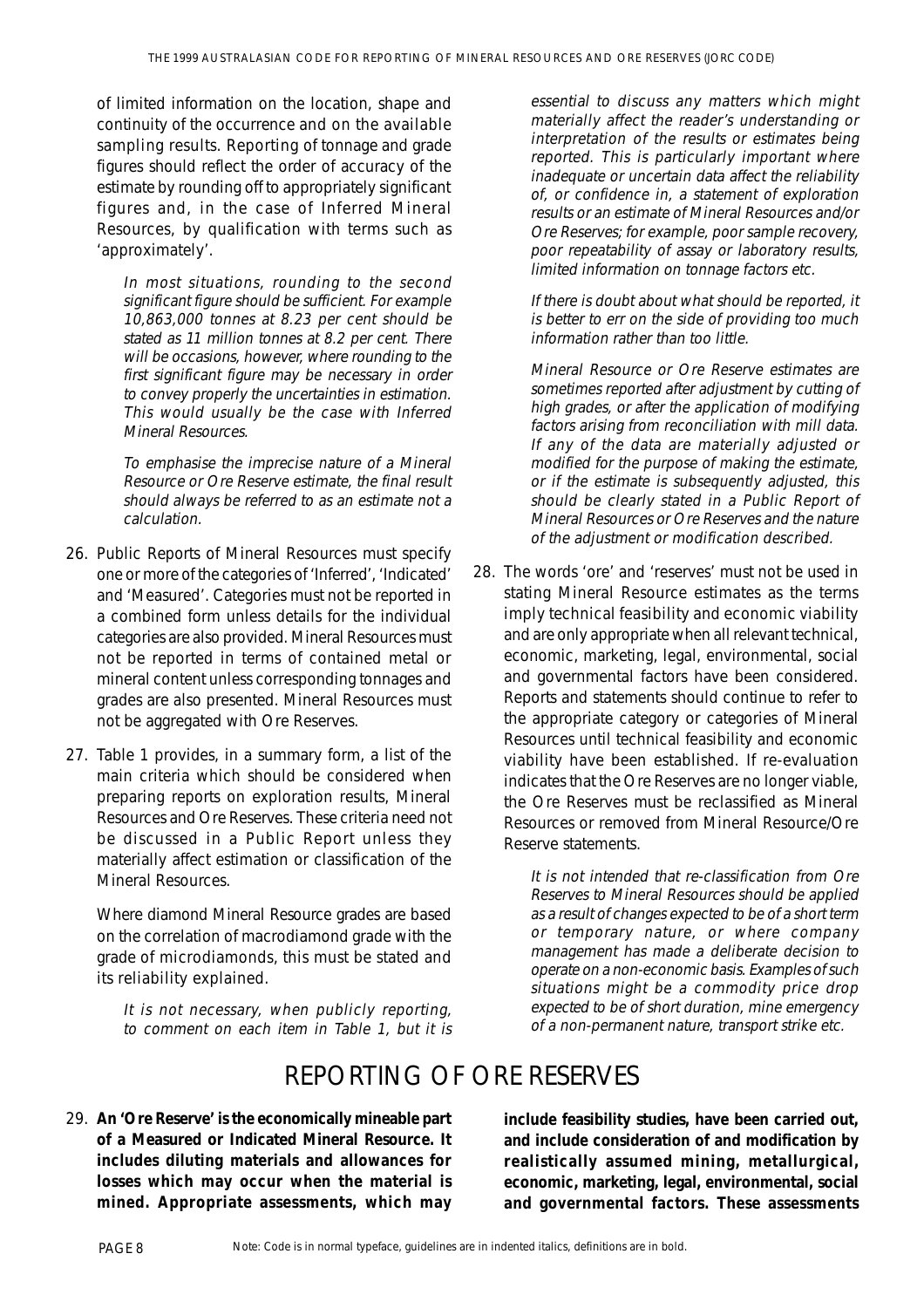of limited information on the location, shape and continuity of the occurrence and on the available sampling results. Reporting of tonnage and grade figures should reflect the order of accuracy of the estimate by rounding off to appropriately significant figures and, in the case of Inferred Mineral Resources, by qualification with terms such as 'approximately'.

*In most situations, rounding to the second significant figure should be sufficient. For example 10,863,000 tonnes at 8.23 per cent should be stated as 11 million tonnes at 8.2 per cent. There will be occasions, however, where rounding to the first significant figure may be necessary in order to convey properly the uncertainties in estimation. This would usually be the case with Inferred Mineral Resources.*

*To emphasise the imprecise nature of a Mineral Resource or Ore Reserve estimate, the final result should always be referred to as an estimate not a calculation.*

26. Public Reports of Mineral Resources must specify one or more of the categories of 'Inferred', 'Indicated' and 'Measured'. Categories must not be reported in a combined form unless details for the individual categories are also provided. Mineral Resources must not be reported in terms of contained metal or mineral content unless corresponding tonnages and grades are also presented. Mineral Resources must not be aggregated with Ore Reserves.

27. Table 1 provides, in a summary form, a list of the main criteria which should be considered when preparing reports on exploration results, Mineral Resources and Ore Reserves. These criteria need not be discussed in a Public Report unless they materially affect estimation or classification of the Mineral Resources.

    Where diamond Mineral Resource grades are based on the correlation of macrodiamond grade with the grade of microdiamonds, this must be stated and its reliability explained.

    *It is not necessary, when publicly reporting, to comment on each item in Table 1, but it is essential to discuss any matters which might materially affect the reader's understanding or interpretation of the results or estimates being reported. This is particularly important where inadequate or uncertain data affect the reliability of, or confidence in, a statement of exploration results or an estimate of Mineral Resources and/or Ore Reserves; for example, poor sample recovery, poor repeatability of assay or laboratory results, limited information on tonnage factors etc.*

    *If there is doubt about what should be reported, it is better to err on the side of providing too much information rather than too little.*

    *Mineral Resource or Ore Reserve estimates are sometimes reported after adjustment by cutting of high grades, or after the application of modifying factors arising from reconciliation with mill data. If any of the data are materially adjusted or modified for the purpose of making the estimate, or if the estimate is subsequently adjusted, this should be clearly stated in a Public Report of Mineral Resources or Ore Reserves and the nature of the adjustment or modification described.*

28. The words 'ore' and 'reserves' must not be used in stating Mineral Resource estimates as the terms imply technical feasibility and economic viability and are only appropriate when all relevant technical, economic, marketing, legal, environmental, social and governmental factors have been considered. Reports and statements should continue to refer to the appropriate category or categories of Mineral Resources until technical feasibility and economic viability have been established. If re-evaluation indicates that the Ore Reserves are no longer viable, the Ore Reserves must be reclassified as Mineral Resources or removed from Mineral Resource/Ore Reserve statements.

    *It is not intended that re-classification from Ore Reserves to Mineral Resources should be applied as a result of changes expected to be of a short term or temporary nature, or where company management has made a deliberate decision to operate on a non-economic basis. Examples of such situations might be a commodity price drop expected to be of short duration, mine emergency of a non-permanent nature, transport strike etc.*

# REPORTING OF ORE RESERVES

29. **An 'Ore Reserve' is the economically mineable part of a Measured or Indicated Mineral Resource. It includes diluting materials and allowances for losses which may occur when the material is mined. Appropriate assessments, which may include feasibility studies, have been carried out, and include consideration of and modification by realistically assumed mining, metallurgical, economic, marketing, legal, environmental, social and governmental factors. These assessments**

Note: Code is in normal typeface, guidelines are in indented italics, definitions are in bold.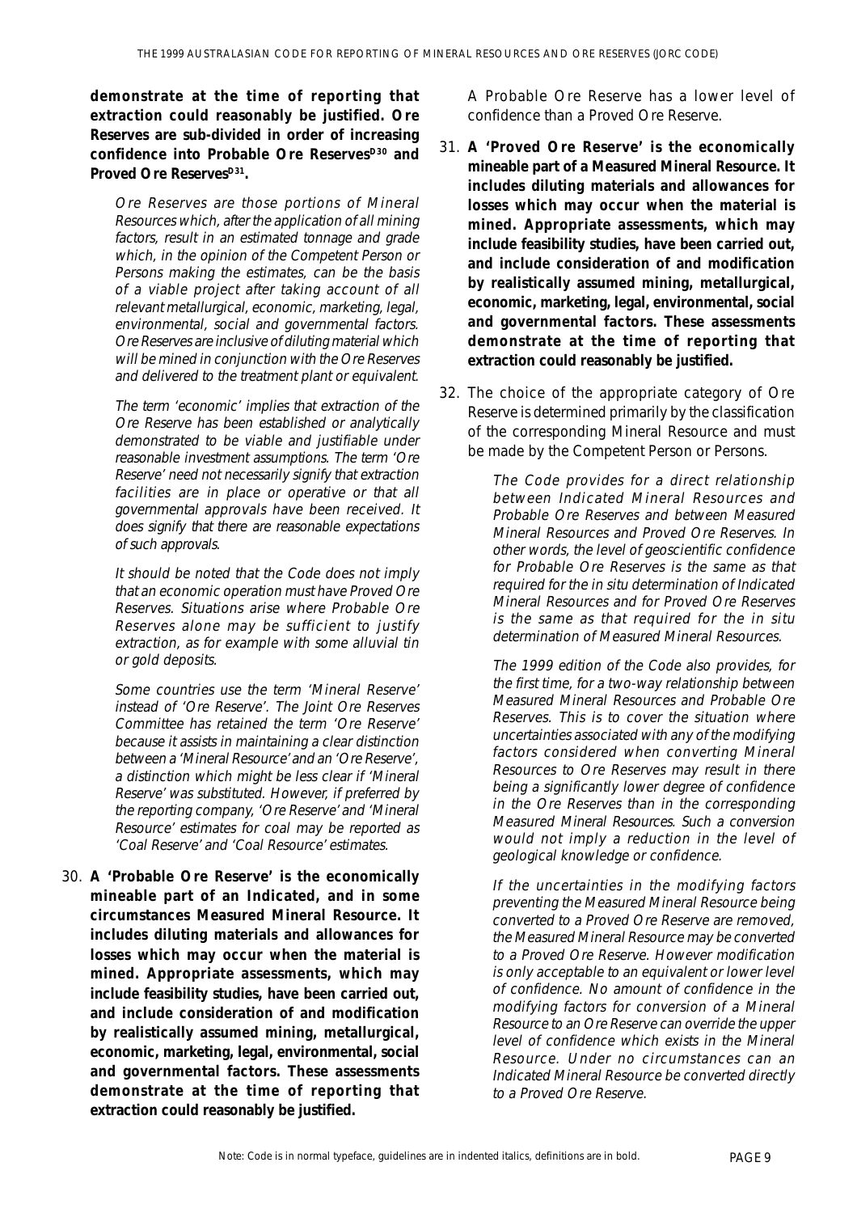**demonstrate at the time of reporting that extraction could reasonably be justified. Ore Reserves are sub-divided in order of increasing confidence into Probable Ore Reserves[D30] and Proved Ore Reserves[D31].**

*Ore Reserves are those portions of Mineral Resources which, after the application of all mining factors, result in an estimated tonnage and grade which, in the opinion of the Competent Person or Persons making the estimates, can be the basis of a viable project after taking account of all relevant metallurgical, economic, marketing, legal, environmental, social and governmental factors. Ore Reserves are inclusive of diluting material which will be mined in conjunction with the Ore Reserves and delivered to the treatment plant or equivalent.*

*The term 'economic' implies that extraction of the Ore Reserve has been established or analytically demonstrated to be viable and justifiable under reasonable investment assumptions. The term 'Ore Reserve' need not necessarily signify that extraction facilities are in place or operative or that all governmental approvals have been received. It does signify that there are reasonable expectations of such approvals.*

*It should be noted that the Code does not imply that an economic operation must have Proved Ore Reserves. Situations arise where Probable Ore Reserves alone may be sufficient to justify extraction, as for example with some alluvial tin or gold deposits.*

*Some countries use the term 'Mineral Reserve' instead of 'Ore Reserve'. The Joint Ore Reserves Committee has retained the term 'Ore Reserve' because it assists in maintaining a clear distinction between a 'Mineral Resource' and an 'Ore Reserve', a distinction which might be less clear if 'Mineral Reserve' was substituted. However, if preferred by the reporting company, 'Ore Reserve' and 'Mineral Resource' estimates for coal may be reported as 'Coal Reserve' and 'Coal Resource' estimates.*

30. **A 'Probable Ore Reserve' is the economically mineable part of an Indicated, and in some circumstances Measured Mineral Resource. It includes diluting materials and allowances for losses which may occur when the material is mined. Appropriate assessments, which may include feasibility studies, have been carried out, and include consideration of and modification by realistically assumed mining, metallurgical, economic, marketing, legal, environmental, social and governmental factors. These assessments demonstrate at the time of reporting that extraction could reasonably be justified.**

    A Probable Ore Reserve has a lower level of confidence than a Proved Ore Reserve.

31. **A 'Proved Ore Reserve' is the economically mineable part of a Measured Mineral Resource. It includes diluting materials and allowances for losses which may occur when the material is mined. Appropriate assessments, which may include feasibility studies, have been carried out, and include consideration of and modification by realistically assumed mining, metallurgical, economic, marketing, legal, environmental, social and governmental factors. These assessments demonstrate at the time of reporting that extraction could reasonably be justified.**

32. The choice of the appropriate category of Ore Reserve is determined primarily by the classification of the corresponding Mineral Resource and must be made by the Competent Person or Persons.

    *The Code provides for a direct relationship between Indicated Mineral Resources and Probable Ore Reserves and between Measured Mineral Resources and Proved Ore Reserves. In other words, the level of geoscientific confidence for Probable Ore Reserves is the same as that required for the in situ determination of Indicated Mineral Resources and for Proved Ore Reserves is the same as that required for the in situ determination of Measured Mineral Resources.*

    *The 1999 edition of the Code also provides, for the first time, for a two-way relationship between Measured Mineral Resources and Probable Ore Reserves. This is to cover the situation where uncertainties associated with any of the modifying factors considered when converting Mineral Resources to Ore Reserves may result in there being a significantly lower degree of confidence in the Ore Reserves than in the corresponding Measured Mineral Resources. Such a conversion would not imply a reduction in the level of geological knowledge or confidence.*

    *If the uncertainties in the modifying factors preventing the Measured Mineral Resource being converted to a Proved Ore Reserve are removed, the Measured Mineral Resource may be converted to a Proved Ore Reserve. However modification is only acceptable to an equivalent or lower level of confidence. No amount of confidence in the modifying factors for conversion of a Mineral Resource to an Ore Reserve can override the upper level of confidence which exists in the Mineral Resource. Under no circumstances can an Indicated Mineral Resource be converted directly to a Proved Ore Reserve.*

Note: Code is in normal typeface, guidelines are in indented italics, definitions are in bold.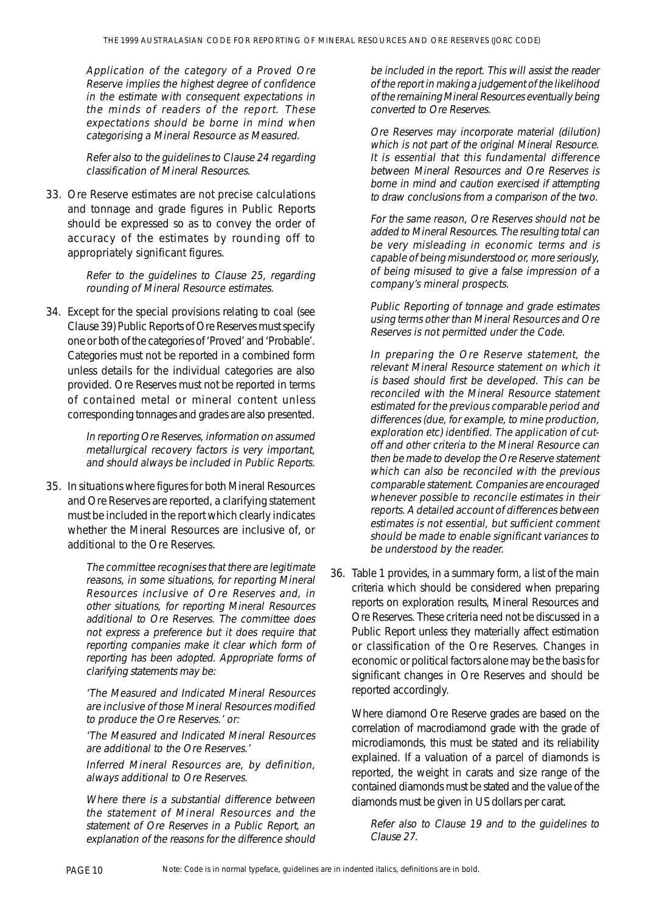*Application of the category of a Proved Ore Reserve implies the highest degree of confidence in the estimate with consequent expectations in the minds of readers of the report. These expectations should be borne in mind when categorising a Mineral Resource as Measured.*

*Refer also to the guidelines to Clause 24 regarding classification of Mineral Resources.*

33. Ore Reserve estimates are not precise calculations and tonnage and grade figures in Public Reports should be expressed so as to convey the order of accuracy of the estimates by rounding off to appropriately significant figures.

    *Refer to the guidelines to Clause 25, regarding rounding of Mineral Resource estimates.*

34. Except for the special provisions relating to coal (see Clause 39) Public Reports of Ore Reserves must specify one or both of the categories of 'Proved' and 'Probable'. Categories must not be reported in a combined form unless details for the individual categories are also provided. Ore Reserves must not be reported in terms of contained metal or mineral content unless corresponding tonnages and grades are also presented.

    *In reporting Ore Reserves, information on assumed metallurgical recovery factors is very important, and should always be included in Public Reports.*

35. In situations where figures for both Mineral Resources and Ore Reserves are reported, a clarifying statement must be included in the report which clearly indicates whether the Mineral Resources are inclusive of, or additional to the Ore Reserves.

    *The committee recognises that there are legitimate reasons, in some situations, for reporting Mineral Resources inclusive of Ore Reserves and, in other situations, for reporting Mineral Resources additional to Ore Reserves. The committee does not express a preference but it does require that reporting companies make it clear which form of reporting has been adopted. Appropriate forms of clarifying statements may be:*

    *'The Measured and Indicated Mineral Resources are inclusive of those Mineral Resources modified to produce the Ore Reserves.' or:*

    *'The Measured and Indicated Mineral Resources are additional to the Ore Reserves.'*

    *Inferred Mineral Resources are, by definition, always additional to Ore Reserves.*

    *Where there is a substantial difference between the statement of Mineral Resources and the statement of Ore Reserves in a Public Report, an explanation of the reasons for the difference should be included in the report. This will assist the reader of the report in making a judgement of the likelihood of the remaining Mineral Resources eventually being converted to Ore Reserves.*

    *Ore Reserves may incorporate material (dilution) which is not part of the original Mineral Resource. It is essential that this fundamental difference between Mineral Resources and Ore Reserves is borne in mind and caution exercised if attempting to draw conclusions from a comparison of the two.*

    *For the same reason, Ore Reserves should not be added to Mineral Resources. The resulting total can be very misleading in economic terms and is capable of being misunderstood or, more seriously, of being misused to give a false impression of a company's mineral prospects.*

    *Public Reporting of tonnage and grade estimates using terms other than Mineral Resources and Ore Reserves is not permitted under the Code.*

    *In preparing the Ore Reserve statement, the relevant Mineral Resource statement on which it is based should first be developed. This can be reconciled with the Mineral Resource statement estimated for the previous comparable period and differences (due, for example, to mine production, exploration etc) identified. The application of cut-off and other criteria to the Mineral Resource can then be made to develop the Ore Reserve statement which can also be reconciled with the previous comparable statement. Companies are encouraged whenever possible to reconcile estimates in their reports. A detailed account of differences between estimates is not essential, but sufficient comment should be made to enable significant variances to be understood by the reader.*

36. Table 1 provides, in a summary form, a list of the main criteria which should be considered when preparing reports on exploration results, Mineral Resources and Ore Reserves. These criteria need not be discussed in a Public Report unless they materially affect estimation or classification of the Ore Reserves. Changes in economic or political factors alone may be the basis for significant changes in Ore Reserves and should be reported accordingly.

    Where diamond Ore Reserve grades are based on the correlation of macrodiamond grade with the grade of microdiamonds, this must be stated and its reliability explained. If a valuation of a parcel of diamonds is reported, the weight in carats and size range of the contained diamonds must be stated and the value of the diamonds must be given in US dollars per carat.

    *Refer also to Clause 19 and to the guidelines to Clause 27.*

Note: Code is in normal typeface, guidelines are in indented italics, definitions are in bold.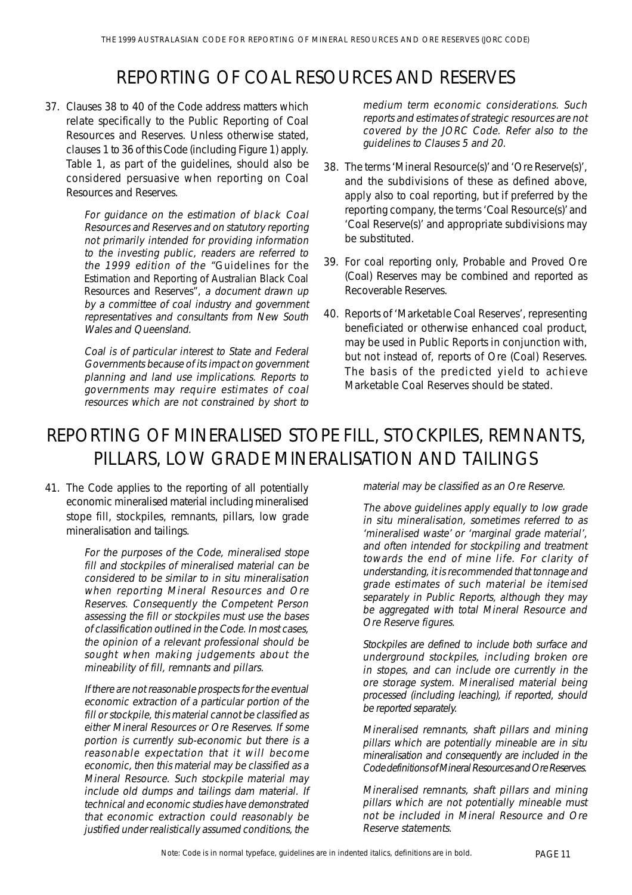## REPORTING OF COAL RESOURCES AND RESERVES

37. Clauses 38 to 40 of the Code address matters which relate specifically to the Public Reporting of Coal Resources and Reserves. Unless otherwise stated, clauses 1 to 36 of this Code (including Figure 1) apply. Table 1, as part of the guidelines, should also be considered persuasive when reporting on Coal Resources and Reserves.

    *For guidance on the estimation of black Coal Resources and Reserves and on statutory reporting not primarily intended for providing information to the investing public, readers are referred to the 1999 edition of the* "Guidelines for the Estimation and Reporting of Australian Black Coal Resources and Reserves", *a document drawn up by a committee of coal industry and government representatives and consultants from New South Wales and Queensland.*

    *Coal is of particular interest to State and Federal Governments because of its impact on government planning and land use implications. Reports to governments may require estimates of coal resources which are not constrained by short to medium term economic considerations. Such reports and estimates of strategic resources are not covered by the JORC Code. Refer also to the guidelines to Clauses 5 and 20.*

38. The terms 'Mineral Resource(s)' and 'Ore Reserve(s)', and the subdivisions of these as defined above, apply also to coal reporting, but if preferred by the reporting company, the terms 'Coal Resource(s)' and 'Coal Reserve(s)' and appropriate subdivisions may be substituted.

39. For coal reporting only, Probable and Proved Ore (Coal) Reserves may be combined and reported as Recoverable Reserves.

40. Reports of 'Marketable Coal Reserves', representing beneficiated or otherwise enhanced coal product, may be used in Public Reports in conjunction with, but not instead of, reports of Ore (Coal) Reserves. The basis of the predicted yield to achieve Marketable Coal Reserves should be stated.

## REPORTING OF MINERALISED STOPE FILL, STOCKPILES, REMNANTS, PILLARS, LOW GRADE MINERALISATION AND TAILINGS

41. The Code applies to the reporting of all potentially economic mineralised material including mineralised stope fill, stockpiles, remnants, pillars, low grade mineralisation and tailings.

    *For the purposes of the Code, mineralised stope fill and stockpiles of mineralised material can be considered to be similar to in situ mineralisation when reporting Mineral Resources and Ore Reserves. Consequently the Competent Person assessing the fill or stockpiles must use the bases of classification outlined in the Code. In most cases, the opinion of a relevant professional should be sought when making judgements about the mineability of fill, remnants and pillars.*

    *If there are not reasonable prospects for the eventual economic extraction of a particular portion of the fill or stockpile, this material cannot be classified as either Mineral Resources or Ore Reserves. If some portion is currently sub-economic but there is a reasonable expectation that it will become economic, then this material may be classified as a Mineral Resource. Such stockpile material may include old dumps and tailings dam material. If technical and economic studies have demonstrated that economic extraction could reasonably be justified under realistically assumed conditions, the material may be classified as an Ore Reserve.*

    *The above guidelines apply equally to low grade in situ mineralisation, sometimes referred to as 'mineralised waste' or 'marginal grade material', and often intended for stockpiling and treatment towards the end of mine life. For clarity of understanding, it is recommended that tonnage and grade estimates of such material be itemised separately in Public Reports, although they may be aggregated with total Mineral Resource and Ore Reserve figures.*

    *Stockpiles are defined to include both surface and underground stockpiles, including broken ore in stopes, and can include ore currently in the ore storage system. Mineralised material being processed (including leaching), if reported, should be reported separately.*

    *Mineralised remnants, shaft pillars and mining pillars which are potentially mineable are in situ mineralisation and consequently are included in the Code definitions of Mineral Resources and Ore Reserves.*

    *Mineralised remnants, shaft pillars and mining pillars which are not potentially mineable must not be included in Mineral Resource and Ore Reserve statements.*

Note: Code is in normal typeface, guidelines are in indented italics, definitions are in bold.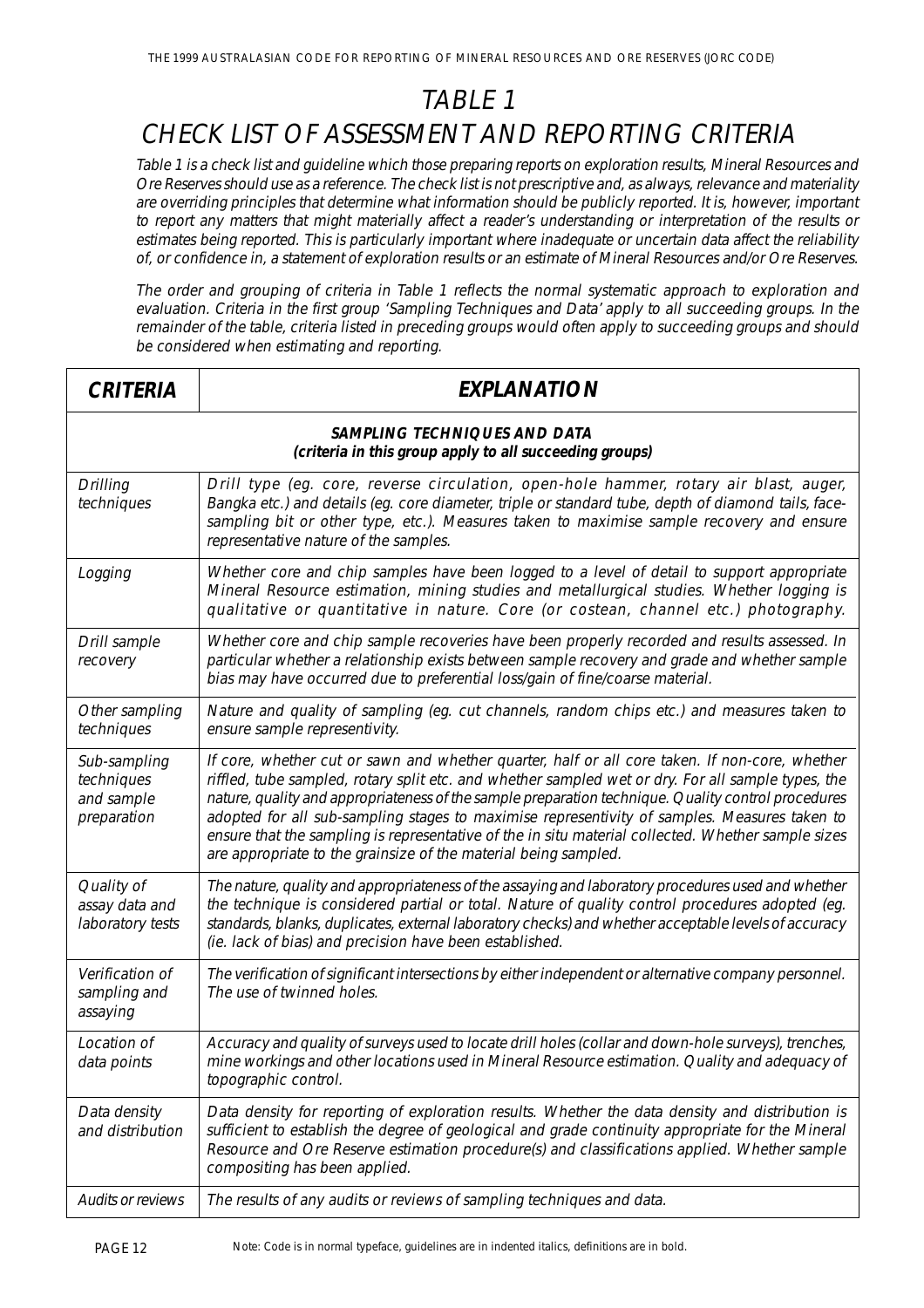# TABLE 1

# CHECK LIST OF ASSESSMENT AND REPORTING CRITERIA

*Table 1 is a check list and guideline which those preparing reports on exploration results, Mineral Resources and Ore Reserves should use as a reference. The check list is not prescriptive and, as always, relevance and materiality are overriding principles that determine what information should be publicly reported. It is, however, important to report any matters that might materially affect a reader's understanding or interpretation of the results or estimates being reported. This is particularly important where inadequate or uncertain data affect the reliability of, or confidence in, a statement of exploration results or an estimate of Mineral Resources and/or Ore Reserves.*

*The order and grouping of criteria in Table 1 reflects the normal systematic approach to exploration and evaluation. Criteria in the first group 'Sampling Techniques and Data' apply to all succeeding groups. In the remainder of the table, criteria listed in preceding groups would often apply to succeeding groups and should be considered when estimating and reporting.*

| CRITERIA | EXPLANATION |
|---|---|
| | ***SAMPLING TECHNIQUES AND DATA (criteria in this group apply to all succeeding groups)*** |
| *Drilling techniques* | *Drill type (eg. core, reverse circulation, open-hole hammer, rotary air blast, auger, Bangka etc.) and details (eg. core diameter, triple or standard tube, depth of diamond tails, face-sampling bit or other type, etc.). Measures taken to maximise sample recovery and ensure representative nature of the samples.* |
| *Logging* | *Whether core and chip samples have been logged to a level of detail to support appropriate Mineral Resource estimation, mining studies and metallurgical studies. Whether logging is qualitative or quantitative in nature. Core (or costean, channel etc.) photography.* |
| *Drill sample recovery* | *Whether core and chip sample recoveries have been properly recorded and results assessed. In particular whether a relationship exists between sample recovery and grade and whether sample bias may have occurred due to preferential loss/gain of fine/coarse material.* |
| *Other sampling techniques* | *Nature and quality of sampling (eg. cut channels, random chips etc.) and measures taken to ensure sample representivity.* |
| *Sub-sampling techniques and sample preparation* | *If core, whether cut or sawn and whether quarter, half or all core taken. If non-core, whether riffled, tube sampled, rotary split etc. and whether sampled wet or dry. For all sample types, the nature, quality and appropriateness of the sample preparation technique. Quality control procedures adopted for all sub-sampling stages to maximise representivity of samples. Measures taken to ensure that the sampling is representative of the in situ material collected. Whether sample sizes are appropriate to the grainsize of the material being sampled.* |
| *Quality of assay data and laboratory tests* | *The nature, quality and appropriateness of the assaying and laboratory procedures used and whether the technique is considered partial or total. Nature of quality control procedures adopted (eg. standards, blanks, duplicates, external laboratory checks) and whether acceptable levels of accuracy (ie. lack of bias) and precision have been established.* |
| *Verification of sampling and assaying* | *The verification of significant intersections by either independent or alternative company personnel. The use of twinned holes.* |
| *Location of data points* | *Accuracy and quality of surveys used to locate drill holes (collar and down-hole surveys), trenches, mine workings and other locations used in Mineral Resource estimation. Quality and adequacy of topographic control.* |
| *Data density and distribution* | *Data density for reporting of exploration results. Whether the data density and distribution is sufficient to establish the degree of geological and grade continuity appropriate for the Mineral Resource and Ore Reserve estimation procedure(s) and classifications applied. Whether sample compositing has been applied.* |
| *Audits or reviews* | *The results of any audits or reviews of sampling techniques and data.* |

Note: Code is in normal typeface, guidelines are in indented italics, definitions are in bold.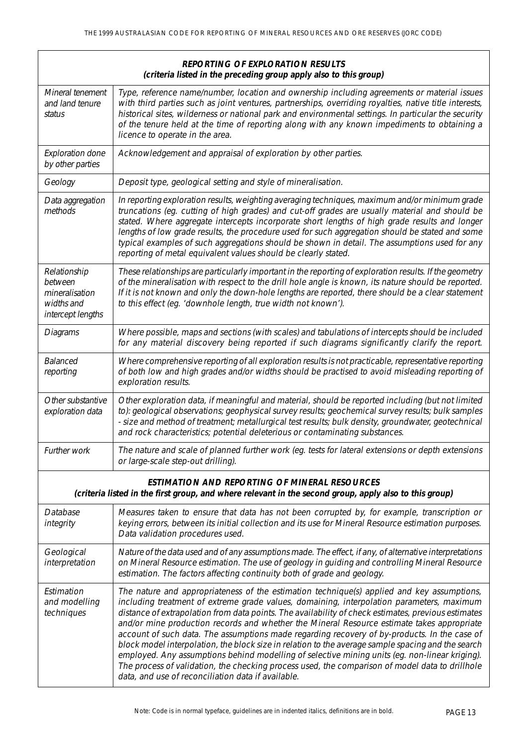| **REPORTING OF EXPLORATION RESULTS** **(criteria listed in the preceding group apply also to this group)** | |
|---|---|
| *Mineral tenement and land tenure status* | *Type, reference name/number, location and ownership including agreements or material issues with third parties such as joint ventures, partnerships, overriding royalties, native title interests, historical sites, wilderness or national park and environmental settings. In particular the security of the tenure held at the time of reporting along with any known impediments to obtaining a licence to operate in the area.* |
| *Exploration done by other parties* | *Acknowledgement and appraisal of exploration by other parties.* |
| *Geology* | *Deposit type, geological setting and style of mineralisation.* |
| *Data aggregation methods* | *In reporting exploration results, weighting averaging techniques, maximum and/or minimum grade truncations (eg. cutting of high grades) and cut-off grades are usually material and should be stated. Where aggregate intercepts incorporate short lengths of high grade results and longer lengths of low grade results, the procedure used for such aggregation should be stated and some typical examples of such aggregations should be shown in detail. The assumptions used for any reporting of metal equivalent values should be clearly stated.* |
| *Relationship between mineralisation widths and intercept lengths* | *These relationships are particularly important in the reporting of exploration results. If the geometry of the mineralisation with respect to the drill hole angle is known, its nature should be reported. If it is not known and only the down-hole lengths are reported, there should be a clear statement to this effect (eg. 'downhole length, true width not known').* |
| *Diagrams* | *Where possible, maps and sections (with scales) and tabulations of intercepts should be included for any material discovery being reported if such diagrams significantly clarify the report.* |
| *Balanced reporting* | *Where comprehensive reporting of all exploration results is not practicable, representative reporting of both low and high grades and/or widths should be practised to avoid misleading reporting of exploration results.* |
| *Other substantive exploration data* | *Other exploration data, if meaningful and material, should be reported including (but not limited to): geological observations; geophysical survey results; geochemical survey results; bulk samples - size and method of treatment; metallurgical test results; bulk density, groundwater, geotechnical and rock characteristics; potential deleterious or contaminating substances.* |
| *Further work* | *The nature and scale of planned further work (eg. tests for lateral extensions or depth extensions or large-scale step-out drilling).* |
| **ESTIMATION AND REPORTING OF MINERAL RESOURCES** **(criteria listed in the first group, and where relevant in the second group, apply also to this group)** | |
| *Database integrity* | *Measures taken to ensure that data has not been corrupted by, for example, transcription or keying errors, between its initial collection and its use for Mineral Resource estimation purposes. Data validation procedures used.* |
| *Geological interpretation* | *Nature of the data used and of any assumptions made. The effect, if any, of alternative interpretations on Mineral Resource estimation. The use of geology in guiding and controlling Mineral Resource estimation. The factors affecting continuity both of grade and geology.* |
| *Estimation and modelling techniques* | *The nature and appropriateness of the estimation technique(s) applied and key assumptions, including treatment of extreme grade values, domaining, interpolation parameters, maximum distance of extrapolation from data points. The availability of check estimates, previous estimates and/or mine production records and whether the Mineral Resource estimate takes appropriate account of such data. The assumptions made regarding recovery of by-products. In the case of block model interpolation, the block size in relation to the average sample spacing and the search employed. Any assumptions behind modelling of selective mining units (eg. non-linear kriging). The process of validation, the checking process used, the comparison of model data to drillhole data, and use of reconciliation data if available.* |

Note: Code is in normal typeface, guidelines are in indented italics, definitions are in bold.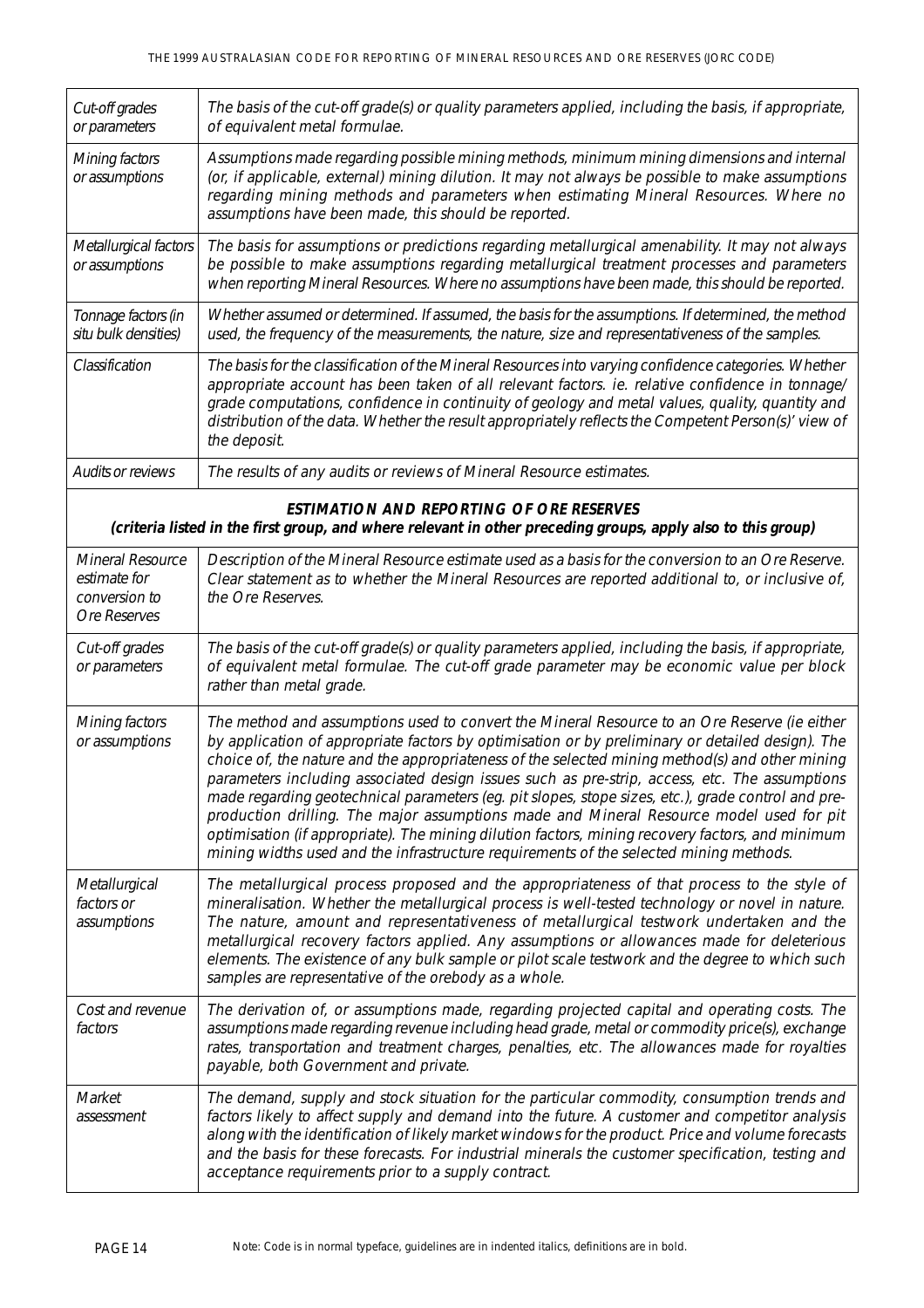| | |
|---|---|
| *Cut-off grades or parameters* | *The basis of the cut-off grade(s) or quality parameters applied, including the basis, if appropriate, of equivalent metal formulae.* |
| *Mining factors or assumptions* | *Assumptions made regarding possible mining methods, minimum mining dimensions and internal (or, if applicable, external) mining dilution. It may not always be possible to make assumptions regarding mining methods and parameters when estimating Mineral Resources. Where no assumptions have been made, this should be reported.* |
| *Metallurgical factors or assumptions* | *The basis for assumptions or predictions regarding metallurgical amenability. It may not always be possible to make assumptions regarding metallurgical treatment processes and parameters when reporting Mineral Resources. Where no assumptions have been made, this should be reported.* |
| *Tonnage factors (in situ bulk densities)* | *Whether assumed or determined. If assumed, the basis for the assumptions. If determined, the method used, the frequency of the measurements, the nature, size and representativeness of the samples.* |
| *Classification* | *The basis for the classification of the Mineral Resources into varying confidence categories. Whether appropriate account has been taken of all relevant factors. ie. relative confidence in tonnage/ grade computations, confidence in continuity of geology and metal values, quality, quantity and distribution of the data. Whether the result appropriately reflects the Competent Person(s)' view of the deposit.* |
| *Audits or reviews* | *The results of any audits or reviews of Mineral Resource estimates.* |
| ***ESTIMATION AND REPORTING OF ORE RESERVES*** ***(criteria listed in the first group, and where relevant in other preceding groups, apply also to this group)*** | |
| *Mineral Resource estimate for conversion to Ore Reserves* | *Description of the Mineral Resource estimate used as a basis for the conversion to an Ore Reserve. Clear statement as to whether the Mineral Resources are reported additional to, or inclusive of, the Ore Reserves.* |
| *Cut-off grades or parameters* | *The basis of the cut-off grade(s) or quality parameters applied, including the basis, if appropriate, of equivalent metal formulae. The cut-off grade parameter may be economic value per block rather than metal grade.* |
| *Mining factors or assumptions* | *The method and assumptions used to convert the Mineral Resource to an Ore Reserve (ie either by application of appropriate factors by optimisation or by preliminary or detailed design). The choice of, the nature and the appropriateness of the selected mining method(s) and other mining parameters including associated design issues such as pre-strip, access, etc. The assumptions made regarding geotechnical parameters (eg. pit slopes, stope sizes, etc.), grade control and pre-production drilling. The major assumptions made and Mineral Resource model used for pit optimisation (if appropriate). The mining dilution factors, mining recovery factors, and minimum mining widths used and the infrastructure requirements of the selected mining methods.* |
| *Metallurgical factors or assumptions* | *The metallurgical process proposed and the appropriateness of that process to the style of mineralisation. Whether the metallurgical process is well-tested technology or novel in nature. The nature, amount and representativeness of metallurgical testwork undertaken and the metallurgical recovery factors applied. Any assumptions or allowances made for deleterious elements. The existence of any bulk sample or pilot scale testwork and the degree to which such samples are representative of the orebody as a whole.* |
| *Cost and revenue factors* | *The derivation of, or assumptions made, regarding projected capital and operating costs. The assumptions made regarding revenue including head grade, metal or commodity price(s), exchange rates, transportation and treatment charges, penalties, etc. The allowances made for royalties payable, both Government and private.* |
| *Market assessment* | *The demand, supply and stock situation for the particular commodity, consumption trends and factors likely to affect supply and demand into the future. A customer and competitor analysis along with the identification of likely market windows for the product. Price and volume forecasts and the basis for these forecasts. For industrial minerals the customer specification, testing and acceptance requirements prior to a supply contract.* |

Note: Code is in normal typeface, guidelines are in indented italics, definitions are in bold.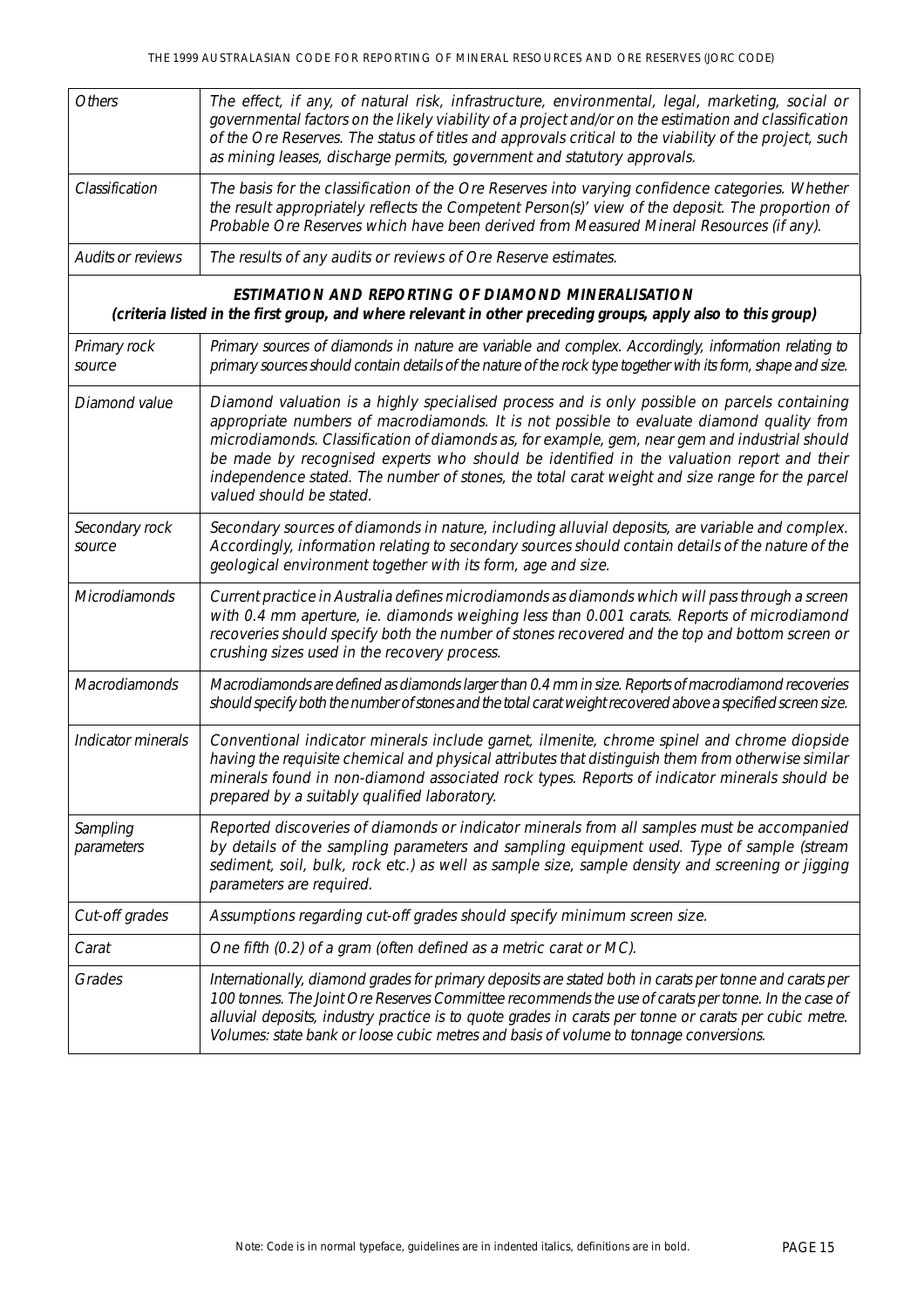| | |
|---|---|
| *Others* | *The effect, if any, of natural risk, infrastructure, environmental, legal, marketing, social or governmental factors on the likely viability of a project and/or on the estimation and classification of the Ore Reserves. The status of titles and approvals critical to the viability of the project, such as mining leases, discharge permits, government and statutory approvals.* |
| *Classification* | *The basis for the classification of the Ore Reserves into varying confidence categories. Whether the result appropriately reflects the Competent Person(s)' view of the deposit. The proportion of Probable Ore Reserves which have been derived from Measured Mineral Resources (if any).* |
| *Audits or reviews* | *The results of any audits or reviews of Ore Reserve estimates.* |
| ***ESTIMATION AND REPORTING OF DIAMOND MINERALISATION** **(criteria listed in the first group, and where relevant in other preceding groups, apply also to this group)*** | |
| *Primary rock source* | *Primary sources of diamonds in nature are variable and complex. Accordingly, information relating to primary sources should contain details of the nature of the rock type together with its form, shape and size.* |
| *Diamond value* | *Diamond valuation is a highly specialised process and is only possible on parcels containing appropriate numbers of macrodiamonds. It is not possible to evaluate diamond quality from microdiamonds. Classification of diamonds as, for example, gem, near gem and industrial should be made by recognised experts who should be identified in the valuation report and their independence stated. The number of stones, the total carat weight and size range for the parcel valued should be stated.* |
| *Secondary rock source* | *Secondary sources of diamonds in nature, including alluvial deposits, are variable and complex. Accordingly, information relating to secondary sources should contain details of the nature of the geological environment together with its form, age and size.* |
| *Microdiamonds* | *Current practice in Australia defines microdiamonds as diamonds which will pass through a screen with 0.4 mm aperture, ie. diamonds weighing less than 0.001 carats. Reports of microdiamond recoveries should specify both the number of stones recovered and the top and bottom screen or crushing sizes used in the recovery process.* |
| *Macrodiamonds* | *Macrodiamonds are defined as diamonds larger than 0.4 mm in size. Reports of macrodiamond recoveries should specify both the number of stones and the total carat weight recovered above a specified screen size.* |
| *Indicator minerals* | *Conventional indicator minerals include garnet, ilmenite, chrome spinel and chrome diopside having the requisite chemical and physical attributes that distinguish them from otherwise similar minerals found in non-diamond associated rock types. Reports of indicator minerals should be prepared by a suitably qualified laboratory.* |
| *Sampling parameters* | *Reported discoveries of diamonds or indicator minerals from all samples must be accompanied by details of the sampling parameters and sampling equipment used. Type of sample (stream sediment, soil, bulk, rock etc.) as well as sample size, sample density and screening or jigging parameters are required.* |
| *Cut-off grades* | *Assumptions regarding cut-off grades should specify minimum screen size.* |
| *Carat* | *One fifth (0.2) of a gram (often defined as a metric carat or MC).* |
| *Grades* | *Internationally, diamond grades for primary deposits are stated both in carats per tonne and carats per 100 tonnes. The Joint Ore Reserves Committee recommends the use of carats per tonne. In the case of alluvial deposits, industry practice is to quote grades in carats per tonne or carats per cubic metre. Volumes: state bank or loose cubic metres and basis of volume to tonnage conversions.* |

Note: Code is in normal typeface, guidelines are in indented italics, definitions are in bold.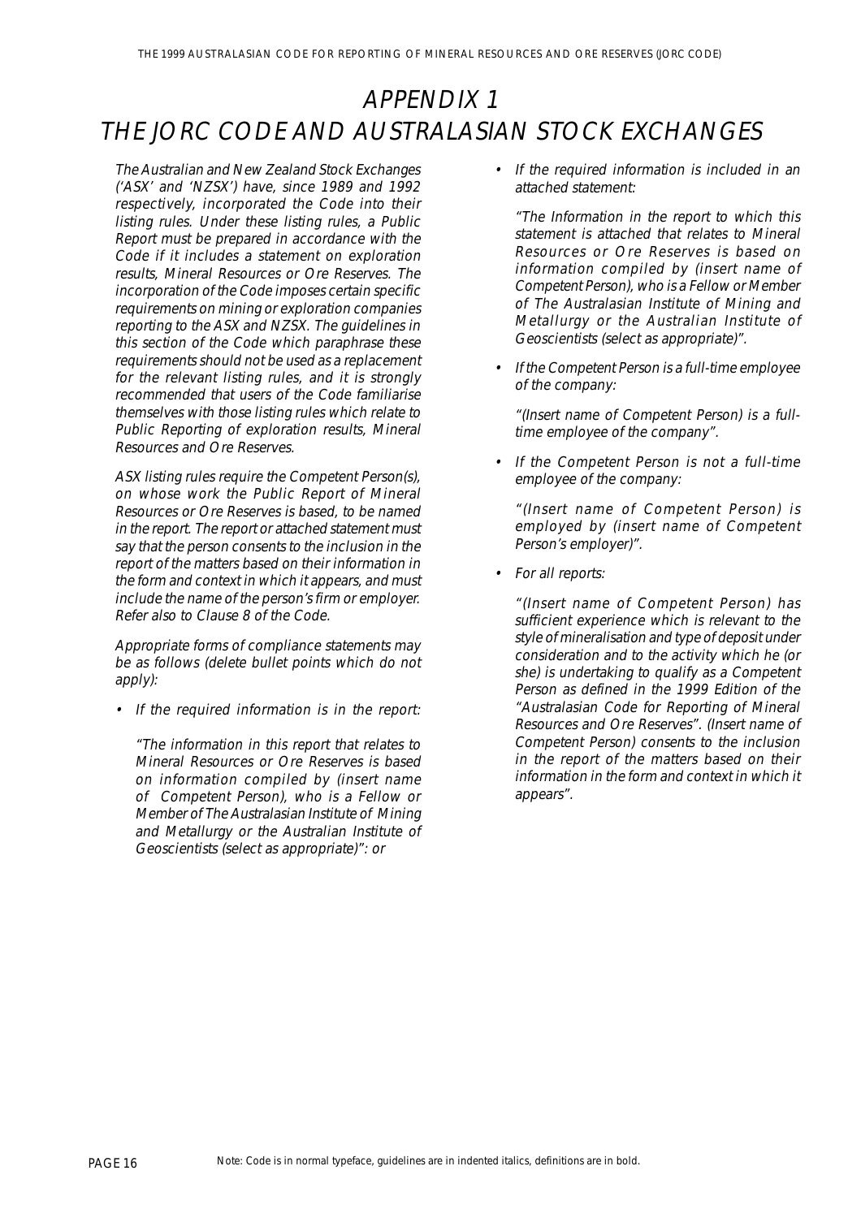# APPENDIX 1
# THE JORC CODE AND AUSTRALASIAN STOCK EXCHANGES

*The Australian and New Zealand Stock Exchanges ('ASX' and 'NZSX') have, since 1989 and 1992 respectively, incorporated the Code into their listing rules. Under these listing rules, a Public Report must be prepared in accordance with the Code if it includes a statement on exploration results, Mineral Resources or Ore Reserves. The incorporation of the Code imposes certain specific requirements on mining or exploration companies reporting to the ASX and NZSX. The guidelines in this section of the Code which paraphrase these requirements should not be used as a replacement for the relevant listing rules, and it is strongly recommended that users of the Code familiarise themselves with those listing rules which relate to Public Reporting of exploration results, Mineral Resources and Ore Reserves.*

*ASX listing rules require the Competent Person(s), on whose work the Public Report of Mineral Resources or Ore Reserves is based, to be named in the report. The report or attached statement must say that the person consents to the inclusion in the report of the matters based on their information in the form and context in which it appears, and must include the name of the person's firm or employer. Refer also to Clause 8 of the Code.*

*Appropriate forms of compliance statements may be as follows (delete bullet points which do not apply):*

- *If the required information is in the report:*

  *"The information in this report that relates to Mineral Resources or Ore Reserves is based on information compiled by (insert name of Competent Person), who is a Fellow or Member of The Australasian Institute of Mining and Metallurgy or the Australian Institute of Geoscientists (select as appropriate)": or*

- *If the required information is included in an attached statement:*

  *"The Information in the report to which this statement is attached that relates to Mineral Resources or Ore Reserves is based on information compiled by (insert name of Competent Person), who is a Fellow or Member of The Australasian Institute of Mining and Metallurgy or the Australian Institute of Geoscientists (select as appropriate)".*

- *If the Competent Person is a full-time employee of the company:*

  *"(Insert name of Competent Person) is a full-time employee of the company".*

- *If the Competent Person is not a full-time employee of the company:*

  *"(Insert name of Competent Person) is employed by (insert name of Competent Person's employer)".*

- *For all reports:*

  *"(Insert name of Competent Person) has sufficient experience which is relevant to the style of mineralisation and type of deposit under consideration and to the activity which he (or she) is undertaking to qualify as a Competent Person as defined in the 1999 Edition of the "Australasian Code for Reporting of Mineral Resources and Ore Reserves". (Insert name of Competent Person) consents to the inclusion in the report of the matters based on their information in the form and context in which it appears".*

Note: Code is in normal typeface, guidelines are in indented italics, definitions are in bold.